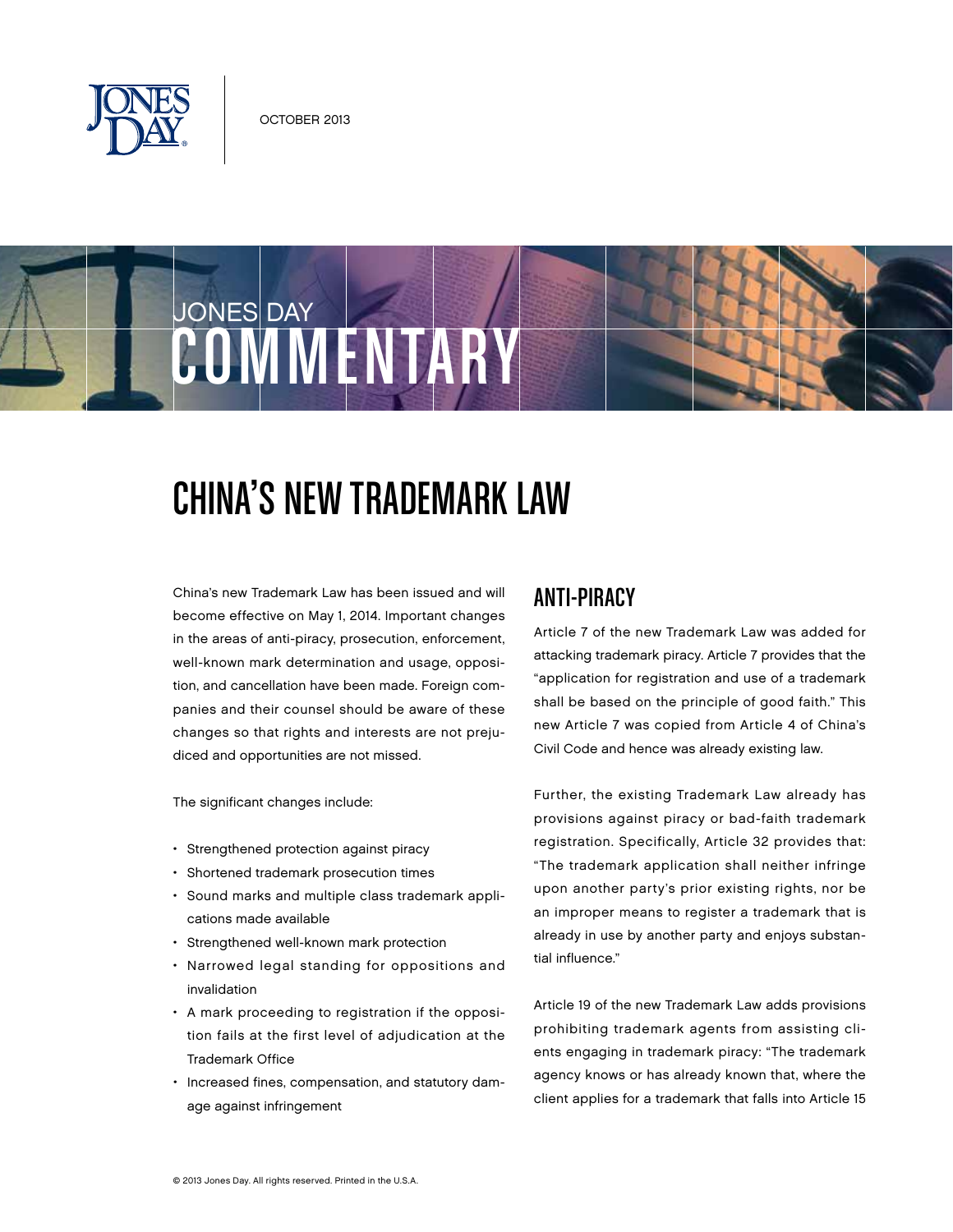OCTOBER 2013

JONES DAY COMMENTARY

# CHINA'S NEW TRADEMARK LAW

China's new Trademark Law has been issued and will become effective on May 1, 2014. Important changes in the areas of anti-piracy, prosecution, enforcement, well-known mark determination and usage, opposition, and cancellation have been made. Foreign companies and their counsel should be aware of these changes so that rights and interests are not prejudiced and opportunities are not missed.

The significant changes include:

- Strengthened protection against piracy
- Shortened trademark prosecution times
- Sound marks and multiple class trademark applications made available
- Strengthened well-known mark protection
- Narrowed legal standing for oppositions and invalidation
- A mark proceeding to registration if the opposition fails at the first level of adjudication at the Trademark Office
- Increased fines, compensation, and statutory damage against infringement

## ANTI-PIRACY

Article 7 of the new Trademark Law was added for attacking trademark piracy. Article 7 provides that the "application for registration and use of a trademark shall be based on the principle of good faith." This new Article 7 was copied from Article 4 of China's Civil Code and hence was already existing law.

Further, the existing Trademark Law already has provisions against piracy or bad-faith trademark registration. Specifically, Article 32 provides that: "The trademark application shall neither infringe upon another party's prior existing rights, nor be an improper means to register a trademark that is already in use by another party and enjoys substantial influence."

Article 19 of the new Trademark Law adds provisions prohibiting trademark agents from assisting clients engaging in trademark piracy: "The trademark agency knows or has already known that, where the client applies for a trademark that falls into Article 15

© 2013 Jones Day. All rights reserved. Printed in the U.S.A.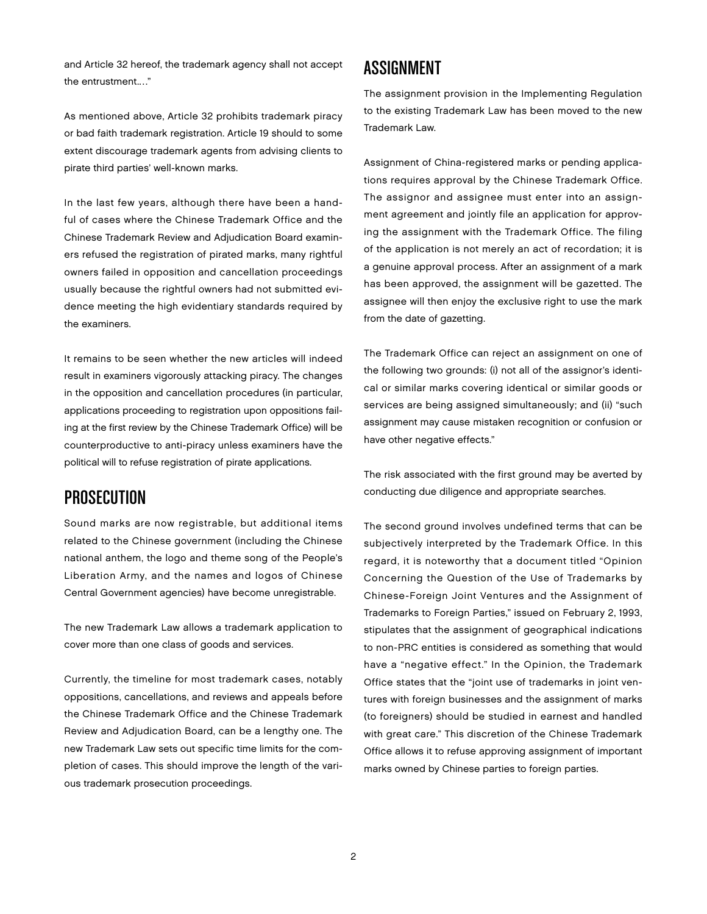and Article 32 hereof, the trademark agency shall not accept the entrustment…."

As mentioned above, Article 32 prohibits trademark piracy or bad faith trademark registration. Article 19 should to some extent discourage trademark agents from advising clients to pirate third parties' well-known marks.

In the last few years, although there have been a handful of cases where the Chinese Trademark Office and the Chinese Trademark Review and Adjudication Board examiners refused the registration of pirated marks, many rightful owners failed in opposition and cancellation proceedings usually because the rightful owners had not submitted evidence meeting the high evidentiary standards required by the examiners.

It remains to be seen whether the new articles will indeed result in examiners vigorously attacking piracy. The changes in the opposition and cancellation procedures (in particular, applications proceeding to registration upon oppositions failing at the first review by the Chinese Trademark Office) will be counterproductive to anti-piracy unless examiners have the political will to refuse registration of pirate applications.

## PROSECUTION

Sound marks are now registrable, but additional items related to the Chinese government (including the Chinese national anthem, the logo and theme song of the People's Liberation Army, and the names and logos of Chinese Central Government agencies) have become unregistrable.

The new Trademark Law allows a trademark application to cover more than one class of goods and services.

Currently, the timeline for most trademark cases, notably oppositions, cancellations, and reviews and appeals before the Chinese Trademark Office and the Chinese Trademark Review and Adjudication Board, can be a lengthy one. The new Trademark Law sets out specific time limits for the completion of cases. This should improve the length of the various trademark prosecution proceedings.

## ASSIGNMENT

The assignment provision in the Implementing Regulation to the existing Trademark Law has been moved to the new Trademark Law.

Assignment of China-registered marks or pending applications requires approval by the Chinese Trademark Office. The assignor and assignee must enter into an assignment agreement and jointly file an application for approving the assignment with the Trademark Office. The filing of the application is not merely an act of recordation; it is a genuine approval process. After an assignment of a mark has been approved, the assignment will be gazetted. The assignee will then enjoy the exclusive right to use the mark from the date of gazetting.

The Trademark Office can reject an assignment on one of the following two grounds: (i) not all of the assignor's identical or similar marks covering identical or similar goods or services are being assigned simultaneously; and (ii) "such assignment may cause mistaken recognition or confusion or have other negative effects."

The risk associated with the first ground may be averted by conducting due diligence and appropriate searches.

The second ground involves undefined terms that can be subjectively interpreted by the Trademark Office. In this regard, it is noteworthy that a document titled "Opinion Concerning the Question of the Use of Trademarks by Chinese-Foreign Joint Ventures and the Assignment of Trademarks to Foreign Parties," issued on February 2, 1993, stipulates that the assignment of geographical indications to non-PRC entities is considered as something that would have a "negative effect." In the Opinion, the Trademark Office states that the "joint use of trademarks in joint ventures with foreign businesses and the assignment of marks (to foreigners) should be studied in earnest and handled with great care." This discretion of the Chinese Trademark Office allows it to refuse approving assignment of important marks owned by Chinese parties to foreign parties.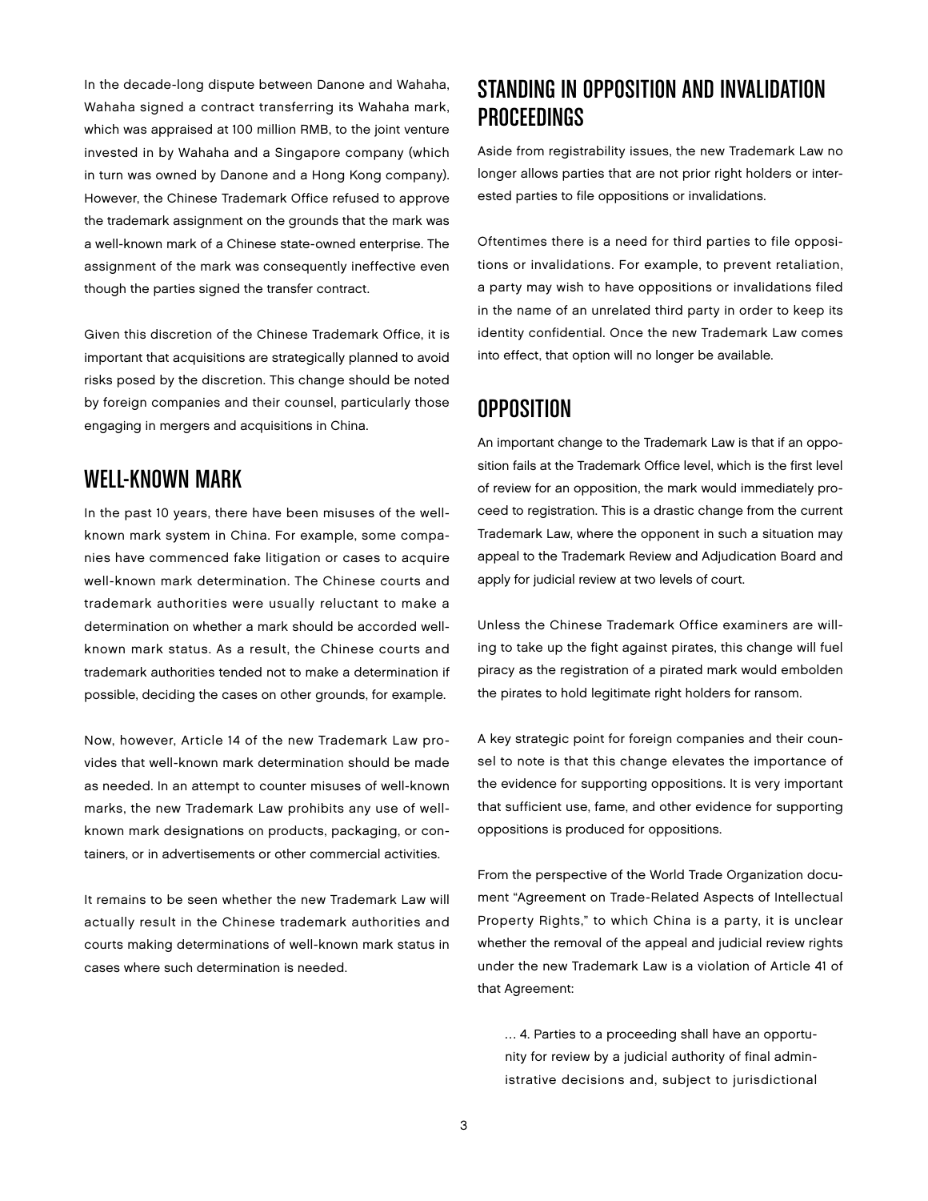In the decade-long dispute between Danone and Wahaha, Wahaha signed a contract transferring its Wahaha mark, which was appraised at 100 million RMB, to the joint venture invested in by Wahaha and a Singapore company (which in turn was owned by Danone and a Hong Kong company). However, the Chinese Trademark Office refused to approve the trademark assignment on the grounds that the mark was a well-known mark of a Chinese state-owned enterprise. The assignment of the mark was consequently ineffective even though the parties signed the transfer contract.

Given this discretion of the Chinese Trademark Office, it is important that acquisitions are strategically planned to avoid risks posed by the discretion. This change should be noted by foreign companies and their counsel, particularly those engaging in mergers and acquisitions in China.

## WELL-KNOWN MARK

In the past 10 years, there have been misuses of the well-known mark system in China. For example, some companies have commenced fake litigation or cases to acquire well-known mark determination. The Chinese courts and trademark authorities were usually reluctant to make a determination on whether a mark should be accorded well-known mark status. As a result, the Chinese courts and trademark authorities tended not to make a determination if possible, deciding the cases on other grounds, for example.

Now, however, Article 14 of the new Trademark Law provides that well-known mark determination should be made as needed. In an attempt to counter misuses of well-known marks, the new Trademark Law prohibits any use of well-known mark designations on products, packaging, or containers, or in advertisements or other commercial activities.

It remains to be seen whether the new Trademark Law will actually result in the Chinese trademark authorities and courts making determinations of well-known mark status in cases where such determination is needed.

## STANDING IN OPPOSITION AND INVALIDATION PROCEEDINGS

Aside from registrability issues, the new Trademark Law no longer allows parties that are not prior right holders or interested parties to file oppositions or invalidations.

Oftentimes there is a need for third parties to file oppositions or invalidations. For example, to prevent retaliation, a party may wish to have oppositions or invalidations filed in the name of an unrelated third party in order to keep its identity confidential. Once the new Trademark Law comes into effect, that option will no longer be available.

## OPPOSITION

An important change to the Trademark Law is that if an opposition fails at the Trademark Office level, which is the first level of review for an opposition, the mark would immediately proceed to registration. This is a drastic change from the current Trademark Law, where the opponent in such a situation may appeal to the Trademark Review and Adjudication Board and apply for judicial review at two levels of court.

Unless the Chinese Trademark Office examiners are willing to take up the fight against pirates, this change will fuel piracy as the registration of a pirated mark would embolden the pirates to hold legitimate right holders for ransom.

A key strategic point for foreign companies and their counsel to note is that this change elevates the importance of the evidence for supporting oppositions. It is very important that sufficient use, fame, and other evidence for supporting oppositions is produced for oppositions.

From the perspective of the World Trade Organization document "Agreement on Trade-Related Aspects of Intellectual Property Rights," to which China is a party, it is unclear whether the removal of the appeal and judicial review rights under the new Trademark Law is a violation of Article 41 of that Agreement:

> … 4. Parties to a proceeding shall have an opportunity for review by a judicial authority of final administrative decisions and, subject to jurisdictional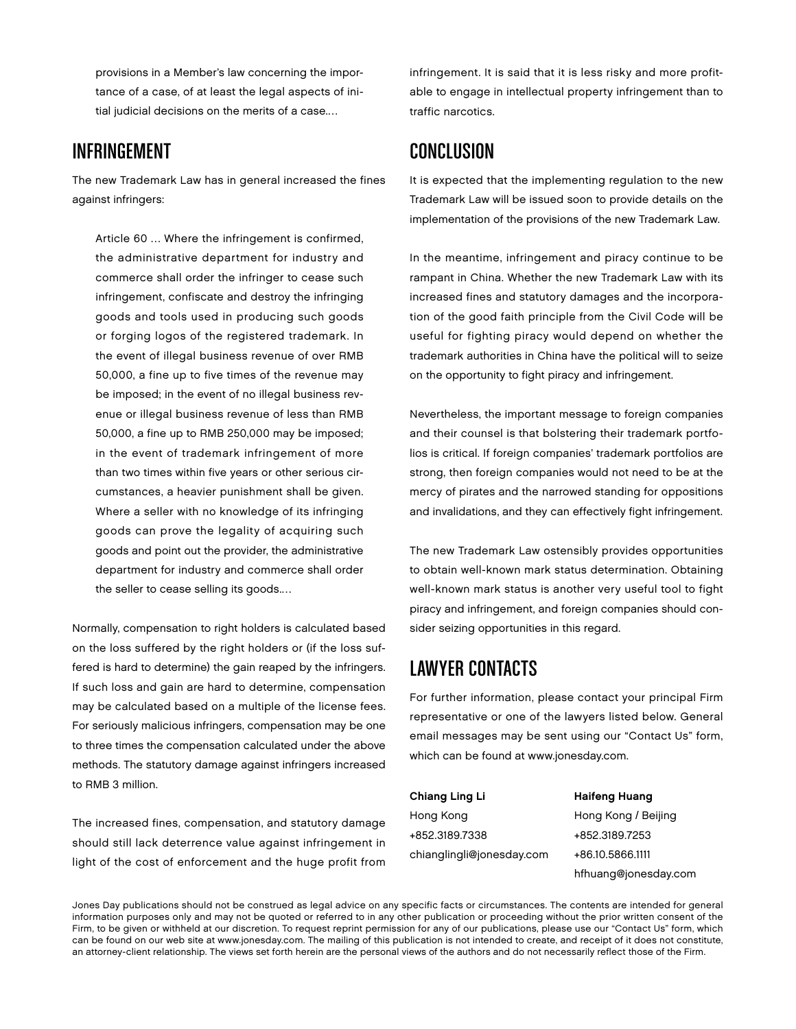provisions in a Member's law concerning the importance of a case, of at least the legal aspects of initial judicial decisions on the merits of a case.…

## INFRINGEMENT

The new Trademark Law has in general increased the fines against infringers:

> Article 60 … Where the infringement is confirmed, the administrative department for industry and commerce shall order the infringer to cease such infringement, confiscate and destroy the infringing goods and tools used in producing such goods or forging logos of the registered trademark. In the event of illegal business revenue of over RMB 50,000, a fine up to five times of the revenue may be imposed; in the event of no illegal business revenue or illegal business revenue of less than RMB 50,000, a fine up to RMB 250,000 may be imposed; in the event of trademark infringement of more than two times within five years or other serious circumstances, a heavier punishment shall be given. Where a seller with no knowledge of its infringing goods can prove the legality of acquiring such goods and point out the provider, the administrative department for industry and commerce shall order the seller to cease selling its goods.…

Normally, compensation to right holders is calculated based on the loss suffered by the right holders or (if the loss suffered is hard to determine) the gain reaped by the infringers. If such loss and gain are hard to determine, compensation may be calculated based on a multiple of the license fees. For seriously malicious infringers, compensation may be one to three times the compensation calculated under the above methods. The statutory damage against infringers increased to RMB 3 million.

The increased fines, compensation, and statutory damage should still lack deterrence value against infringement in light of the cost of enforcement and the huge profit from infringement. It is said that it is less risky and more profitable to engage in intellectual property infringement than to traffic narcotics.

## CONCLUSION

It is expected that the implementing regulation to the new Trademark Law will be issued soon to provide details on the implementation of the provisions of the new Trademark Law.

In the meantime, infringement and piracy continue to be rampant in China. Whether the new Trademark Law with its increased fines and statutory damages and the incorporation of the good faith principle from the Civil Code will be useful for fighting piracy would depend on whether the trademark authorities in China have the political will to seize on the opportunity to fight piracy and infringement.

Nevertheless, the important message to foreign companies and their counsel is that bolstering their trademark portfolios is critical. If foreign companies' trademark portfolios are strong, then foreign companies would not need to be at the mercy of pirates and the narrowed standing for oppositions and invalidations, and they can effectively fight infringement.

The new Trademark Law ostensibly provides opportunities to obtain well-known mark status determination. Obtaining well-known mark status is another very useful tool to fight piracy and infringement, and foreign companies should consider seizing opportunities in this regard.

## LAWYER CONTACTS

For further information, please contact your principal Firm representative or one of the lawyers listed below. General email messages may be sent using our "Contact Us" form, which can be found at www.jonesday.com.

**Chiang Ling Li**
Hong Kong
+852.3189.7338
chianglingli@jonesday.com

**Haifeng Huang**
Hong Kong / Beijing
+852.3189.7253
+86.10.5866.1111
hfhuang@jonesday.com

Jones Day publications should not be construed as legal advice on any specific facts or circumstances. The contents are intended for general information purposes only and may not be quoted or referred to in any other publication or proceeding without the prior written consent of the Firm, to be given or withheld at our discretion. To request reprint permission for any of our publications, please use our "Contact Us" form, which can be found on our web site at www.jonesday.com. The mailing of this publication is not intended to create, and receipt of it does not constitute, an attorney-client relationship. The views set forth herein are the personal views of the authors and do not necessarily reflect those of the Firm.